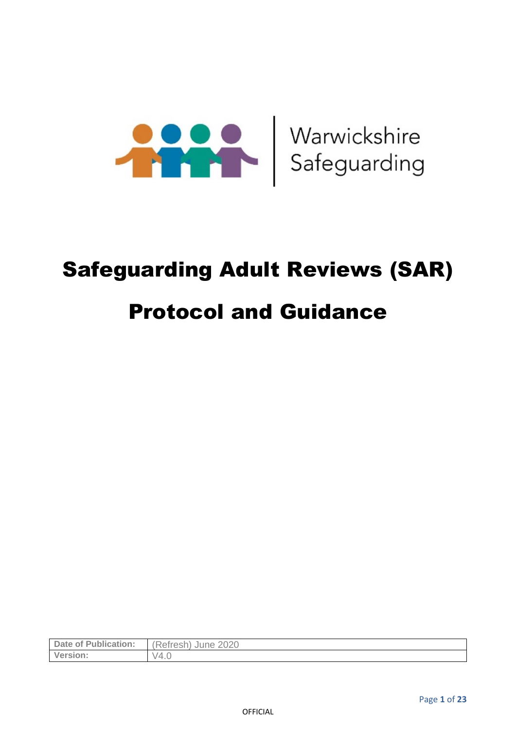Warwickshire Safeguarding

# Safeguarding Adult Reviews (SAR)

# Protocol and Guidance

| Date of Publication: | (Refresh) June 2020 |
|---|---|
| Version: | V4.0 |

OFFICIAL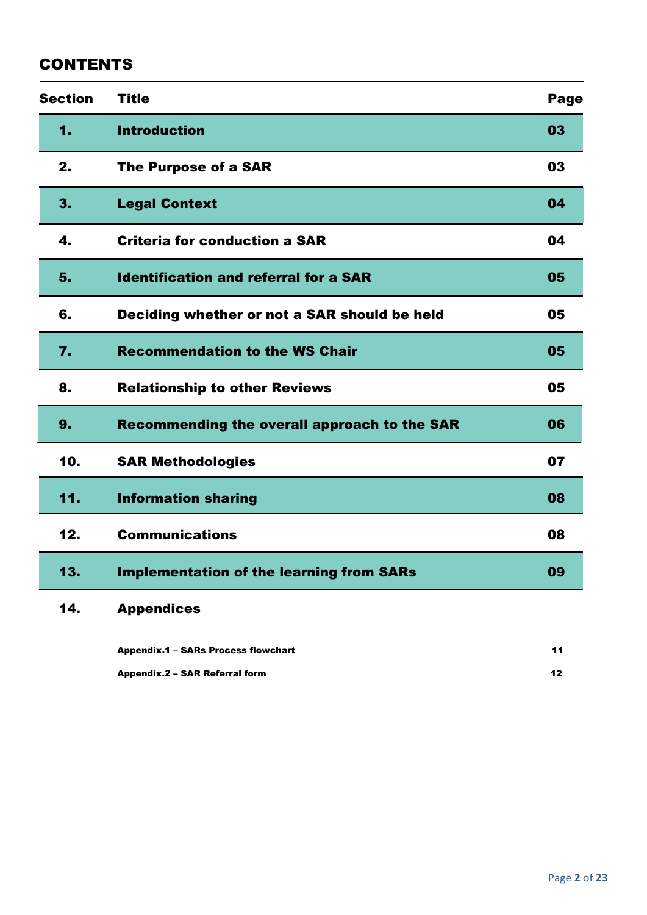## CONTENTS

| Section | Title | Page |
| --- | --- | --- |
| 1. | Introduction | 03 |
| 2. | The Purpose of a SAR | 03 |
| 3. | Legal Context | 04 |
| 4. | Criteria for conduction a SAR | 04 |
| 5. | Identification and referral for a SAR | 05 |
| 6. | Deciding whether or not a SAR should be held | 05 |
| 7. | Recommendation to the WS Chair | 05 |
| 8. | Relationship to other Reviews | 05 |
| 9. | Recommending the overall approach to the SAR | 06 |
| 10. | SAR Methodologies | 07 |
| 11. | Information sharing | 08 |
| 12. | Communications | 08 |
| 13. | Implementation of the learning from SARs | 09 |
| 14. | Appendices | |
| | Appendix.1 – SARs Process flowchart | 11 |
| | Appendix.2 – SAR Referral form | 12 |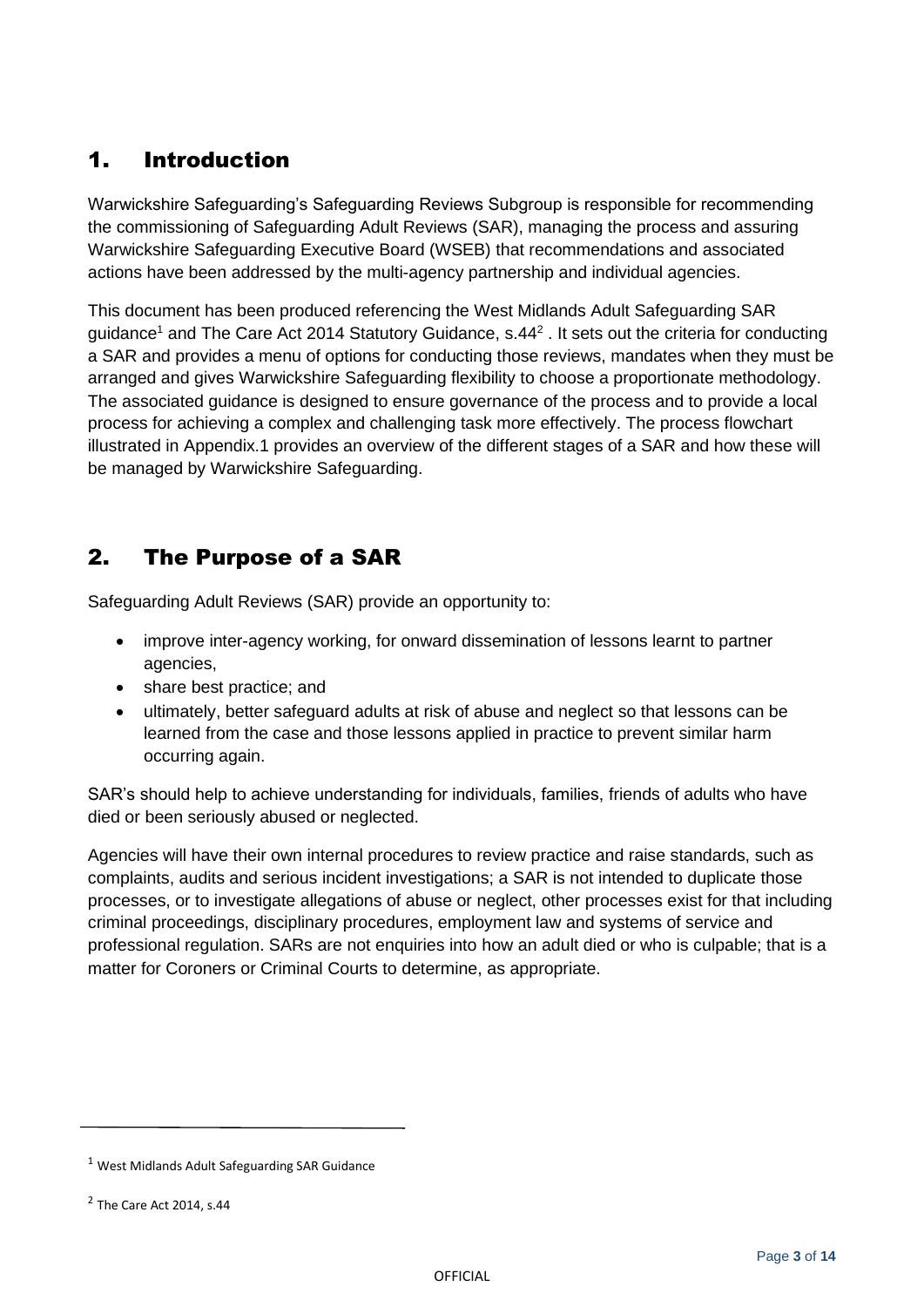## 1. Introduction

Warwickshire Safeguarding's Safeguarding Reviews Subgroup is responsible for recommending the commissioning of Safeguarding Adult Reviews (SAR), managing the process and assuring Warwickshire Safeguarding Executive Board (WSEB) that recommendations and associated actions have been addressed by the multi-agency partnership and individual agencies.

This document has been produced referencing the West Midlands Adult Safeguarding SAR guidance[1] and The Care Act 2014 Statutory Guidance, s.44[2] . It sets out the criteria for conducting a SAR and provides a menu of options for conducting those reviews, mandates when they must be arranged and gives Warwickshire Safeguarding flexibility to choose a proportionate methodology. The associated guidance is designed to ensure governance of the process and to provide a local process for achieving a complex and challenging task more effectively. The process flowchart illustrated in Appendix.1 provides an overview of the different stages of a SAR and how these will be managed by Warwickshire Safeguarding.

## 2. The Purpose of a SAR

Safeguarding Adult Reviews (SAR) provide an opportunity to:

- improve inter-agency working, for onward dissemination of lessons learnt to partner agencies,
- share best practice; and
- ultimately, better safeguard adults at risk of abuse and neglect so that lessons can be learned from the case and those lessons applied in practice to prevent similar harm occurring again.

SAR's should help to achieve understanding for individuals, families, friends of adults who have died or been seriously abused or neglected.

Agencies will have their own internal procedures to review practice and raise standards, such as complaints, audits and serious incident investigations; a SAR is not intended to duplicate those processes, or to investigate allegations of abuse or neglect, other processes exist for that including criminal proceedings, disciplinary procedures, employment law and systems of service and professional regulation. SARs are not enquiries into how an adult died or who is culpable; that is a matter for Coroners or Criminal Courts to determine, as appropriate.

---

[1] West Midlands Adult Safeguarding SAR Guidance

[2] The Care Act 2014, s.44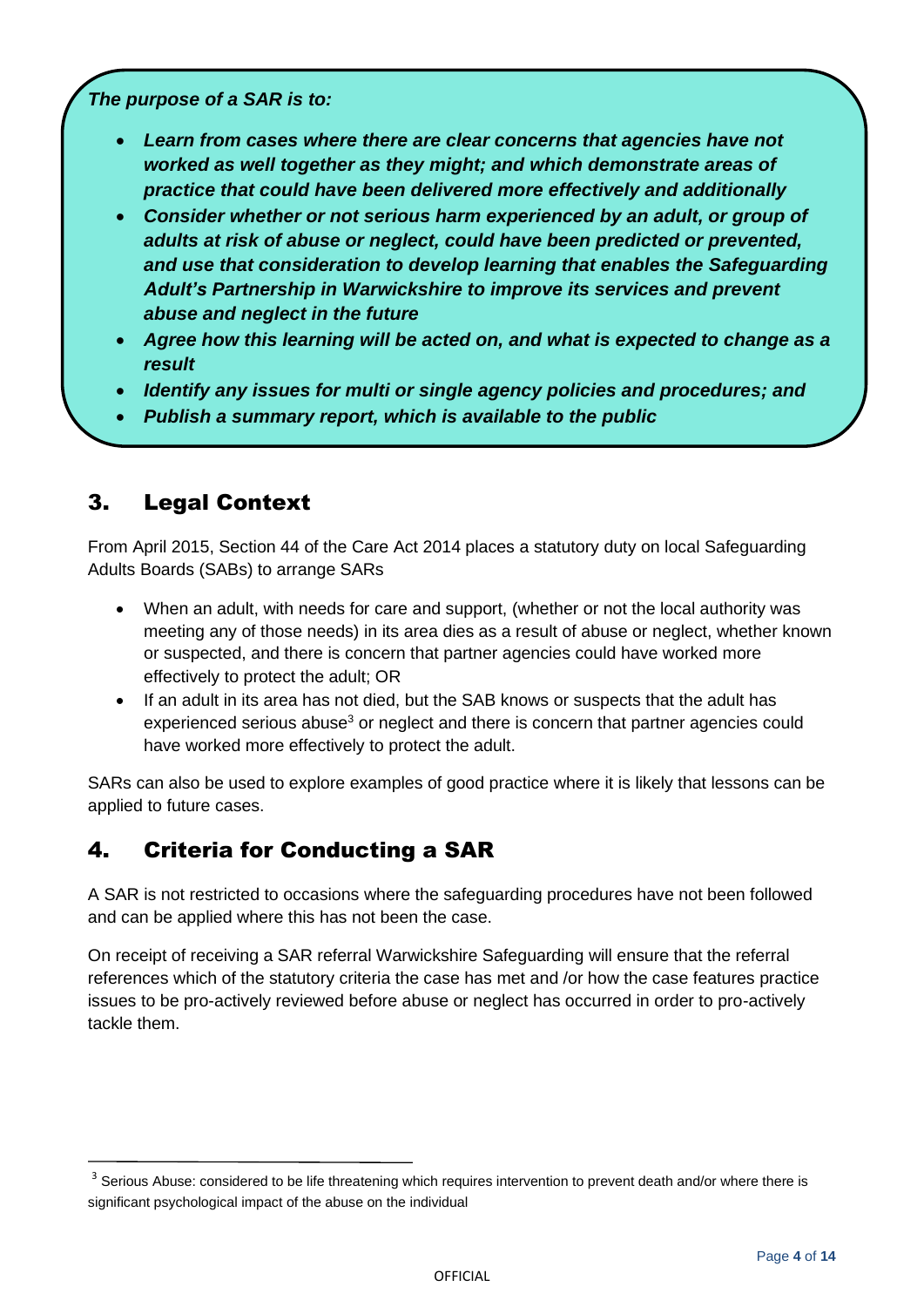***The purpose of a SAR is to:***

- ***Learn from cases where there are clear concerns that agencies have not worked as well together as they might; and which demonstrate areas of practice that could have been delivered more effectively and additionally***
- ***Consider whether or not serious harm experienced by an adult, or group of adults at risk of abuse or neglect, could have been predicted or prevented, and use that consideration to develop learning that enables the Safeguarding Adult's Partnership in Warwickshire to improve its services and prevent abuse and neglect in the future***
- ***Agree how this learning will be acted on, and what is expected to change as a result***
- ***Identify any issues for multi or single agency policies and procedures; and***
- ***Publish a summary report, which is available to the public***

## 3. Legal Context

From April 2015, Section 44 of the Care Act 2014 places a statutory duty on local Safeguarding Adults Boards (SABs) to arrange SARs

- When an adult, with needs for care and support, (whether or not the local authority was meeting any of those needs) in its area dies as a result of abuse or neglect, whether known or suspected, and there is concern that partner agencies could have worked more effectively to protect the adult; OR
- If an adult in its area has not died, but the SAB knows or suspects that the adult has experienced serious abuse[3] or neglect and there is concern that partner agencies could have worked more effectively to protect the adult.

SARs can also be used to explore examples of good practice where it is likely that lessons can be applied to future cases.

## 4. Criteria for Conducting a SAR

A SAR is not restricted to occasions where the safeguarding procedures have not been followed and can be applied where this has not been the case.

On receipt of receiving a SAR referral Warwickshire Safeguarding will ensure that the referral references which of the statutory criteria the case has met and /or how the case features practice issues to be pro-actively reviewed before abuse or neglect has occurred in order to pro-actively tackle them.

---

[3] Serious Abuse: considered to be life threatening which requires intervention to prevent death and/or where there is significant psychological impact of the abuse on the individual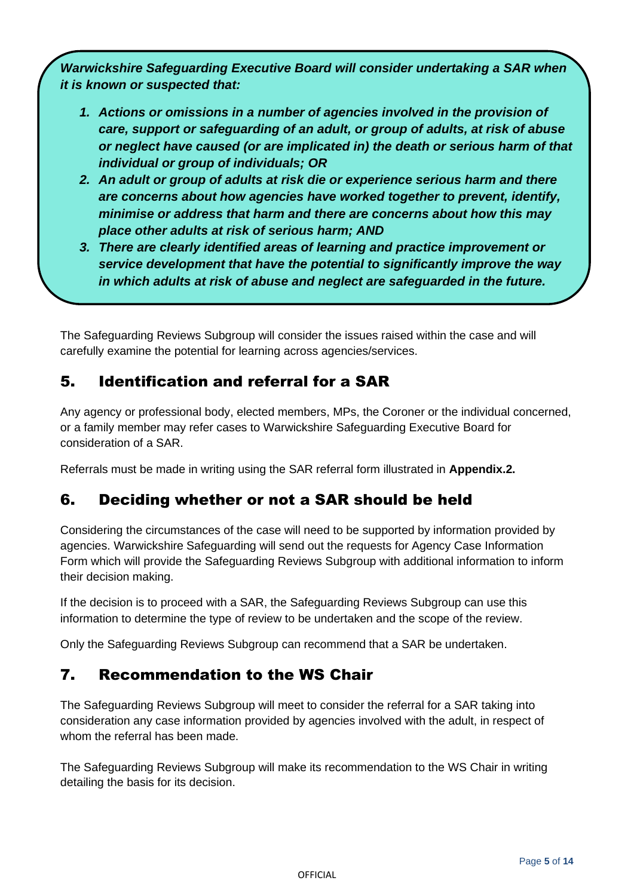***Warwickshire Safeguarding Executive Board will consider undertaking a SAR when it is known or suspected that:***

1. ***Actions or omissions in a number of agencies involved in the provision of care, support or safeguarding of an adult, or group of adults, at risk of abuse or neglect have caused (or are implicated in) the death or serious harm of that individual or group of individuals; OR***
2. ***An adult or group of adults at risk die or experience serious harm and there are concerns about how agencies have worked together to prevent, identify, minimise or address that harm and there are concerns about how this may place other adults at risk of serious harm; AND***
3. ***There are clearly identified areas of learning and practice improvement or service development that have the potential to significantly improve the way in which adults at risk of abuse and neglect are safeguarded in the future.***

The Safeguarding Reviews Subgroup will consider the issues raised within the case and will carefully examine the potential for learning across agencies/services.

## 5. Identification and referral for a SAR

Any agency or professional body, elected members, MPs, the Coroner or the individual concerned, or a family member may refer cases to Warwickshire Safeguarding Executive Board for consideration of a SAR.

Referrals must be made in writing using the SAR referral form illustrated in **Appendix.2.**

## 6. Deciding whether or not a SAR should be held

Considering the circumstances of the case will need to be supported by information provided by agencies. Warwickshire Safeguarding will send out the requests for Agency Case Information Form which will provide the Safeguarding Reviews Subgroup with additional information to inform their decision making.

If the decision is to proceed with a SAR, the Safeguarding Reviews Subgroup can use this information to determine the type of review to be undertaken and the scope of the review.

Only the Safeguarding Reviews Subgroup can recommend that a SAR be undertaken.

## 7. Recommendation to the WS Chair

The Safeguarding Reviews Subgroup will meet to consider the referral for a SAR taking into consideration any case information provided by agencies involved with the adult, in respect of whom the referral has been made.

The Safeguarding Reviews Subgroup will make its recommendation to the WS Chair in writing detailing the basis for its decision.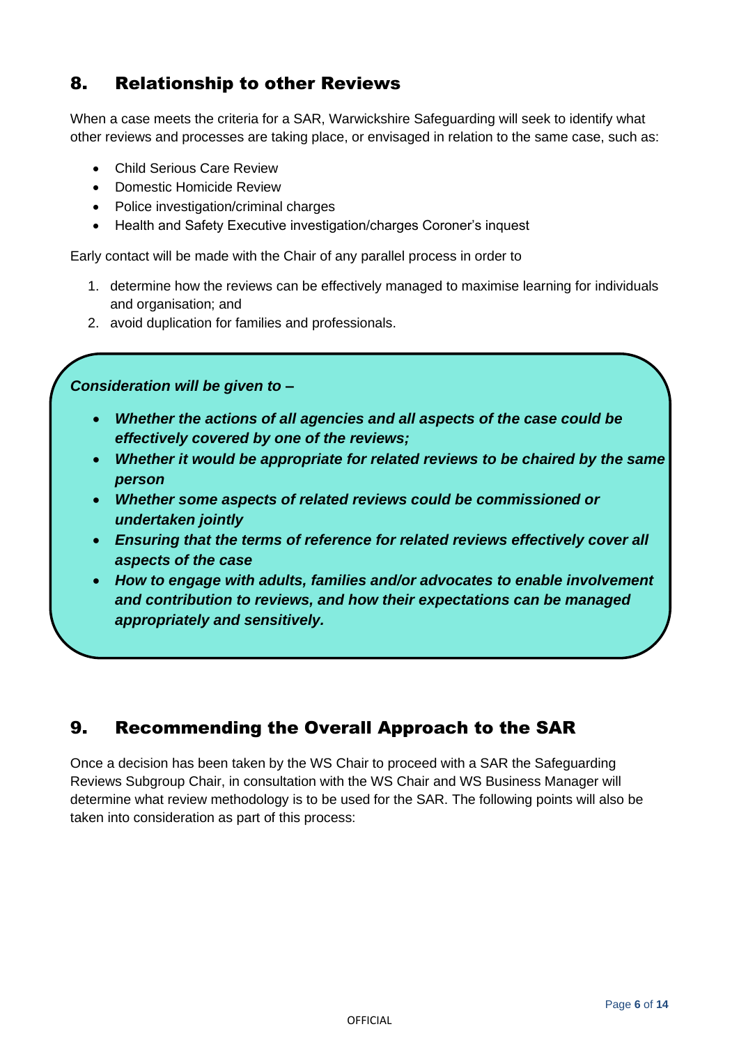## 8. Relationship to other Reviews

When a case meets the criteria for a SAR, Warwickshire Safeguarding will seek to identify what other reviews and processes are taking place, or envisaged in relation to the same case, such as:

- Child Serious Care Review
- Domestic Homicide Review
- Police investigation/criminal charges
- Health and Safety Executive investigation/charges Coroner's inquest

Early contact will be made with the Chair of any parallel process in order to

1. determine how the reviews can be effectively managed to maximise learning for individuals and organisation; and
2. avoid duplication for families and professionals.

***Consideration will be given to –***

- ***Whether the actions of all agencies and all aspects of the case could be effectively covered by one of the reviews;***
- ***Whether it would be appropriate for related reviews to be chaired by the same person***
- ***Whether some aspects of related reviews could be commissioned or undertaken jointly***
- ***Ensuring that the terms of reference for related reviews effectively cover all aspects of the case***
- ***How to engage with adults, families and/or advocates to enable involvement and contribution to reviews, and how their expectations can be managed appropriately and sensitively.***

## 9. Recommending the Overall Approach to the SAR

Once a decision has been taken by the WS Chair to proceed with a SAR the Safeguarding Reviews Subgroup Chair, in consultation with the WS Chair and WS Business Manager will determine what review methodology is to be used for the SAR. The following points will also be taken into consideration as part of this process: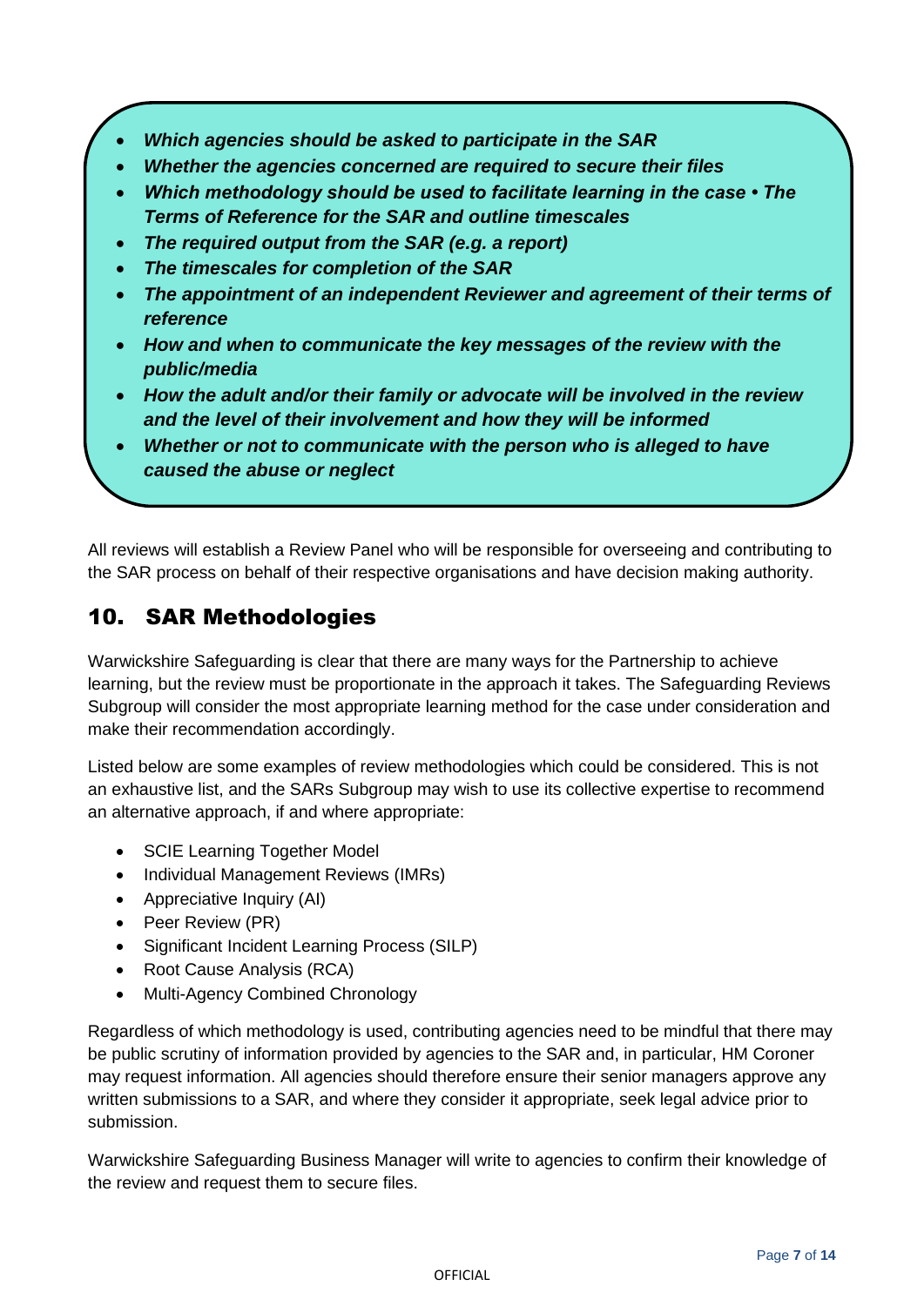- ***Which agencies should be asked to participate in the SAR***
- ***Whether the agencies concerned are required to secure their files***
- ***Which methodology should be used to facilitate learning in the case • The Terms of Reference for the SAR and outline timescales***
- ***The required output from the SAR (e.g. a report)***
- ***The timescales for completion of the SAR***
- ***The appointment of an independent Reviewer and agreement of their terms of reference***
- ***How and when to communicate the key messages of the review with the public/media***
- ***How the adult and/or their family or advocate will be involved in the review and the level of their involvement and how they will be informed***
- ***Whether or not to communicate with the person who is alleged to have caused the abuse or neglect***

All reviews will establish a Review Panel who will be responsible for overseeing and contributing to the SAR process on behalf of their respective organisations and have decision making authority.

## 10. SAR Methodologies

Warwickshire Safeguarding is clear that there are many ways for the Partnership to achieve learning, but the review must be proportionate in the approach it takes. The Safeguarding Reviews Subgroup will consider the most appropriate learning method for the case under consideration and make their recommendation accordingly.

Listed below are some examples of review methodologies which could be considered. This is not an exhaustive list, and the SARs Subgroup may wish to use its collective expertise to recommend an alternative approach, if and where appropriate:

- SCIE Learning Together Model
- Individual Management Reviews (IMRs)
- Appreciative Inquiry (AI)
- Peer Review (PR)
- Significant Incident Learning Process (SILP)
- Root Cause Analysis (RCA)
- Multi-Agency Combined Chronology

Regardless of which methodology is used, contributing agencies need to be mindful that there may be public scrutiny of information provided by agencies to the SAR and, in particular, HM Coroner may request information. All agencies should therefore ensure their senior managers approve any written submissions to a SAR, and where they consider it appropriate, seek legal advice prior to submission.

Warwickshire Safeguarding Business Manager will write to agencies to confirm their knowledge of the review and request them to secure files.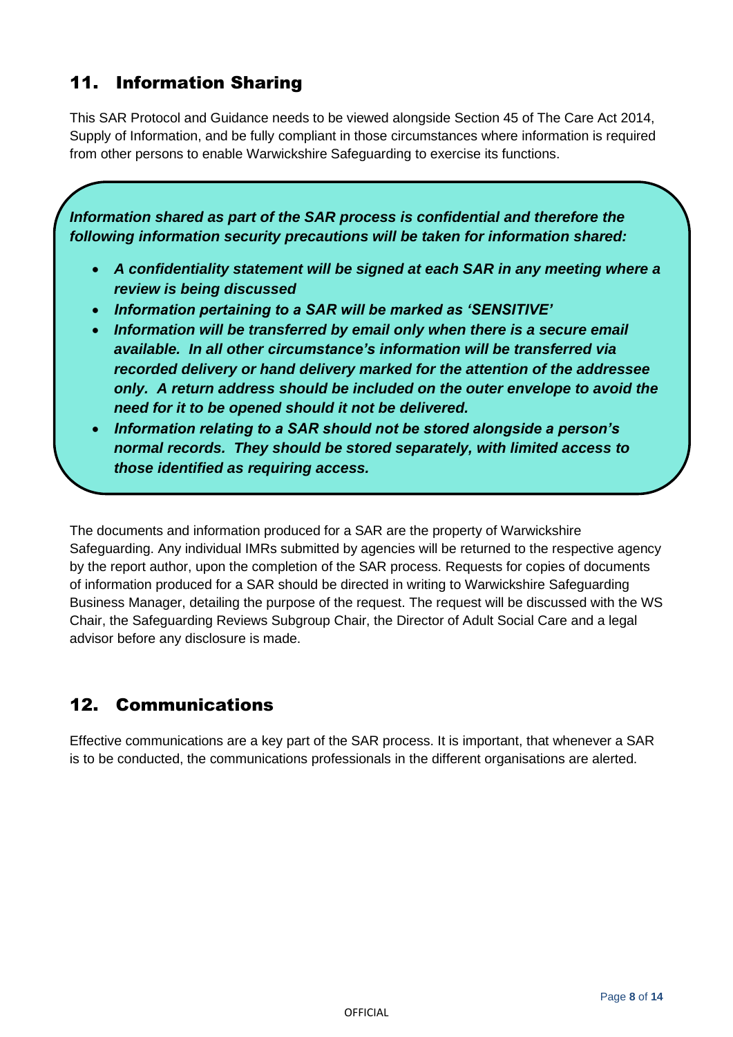## 11. Information Sharing

This SAR Protocol and Guidance needs to be viewed alongside Section 45 of The Care Act 2014, Supply of Information, and be fully compliant in those circumstances where information is required from other persons to enable Warwickshire Safeguarding to exercise its functions.

***Information shared as part of the SAR process is confidential and therefore the following information security precautions will be taken for information shared:***

- ***A confidentiality statement will be signed at each SAR in any meeting where a review is being discussed***
- ***Information pertaining to a SAR will be marked as 'SENSITIVE'***
- ***Information will be transferred by email only when there is a secure email available. In all other circumstance's information will be transferred via recorded delivery or hand delivery marked for the attention of the addressee only. A return address should be included on the outer envelope to avoid the need for it to be opened should it not be delivered.***
- ***Information relating to a SAR should not be stored alongside a person's normal records. They should be stored separately, with limited access to those identified as requiring access.***

The documents and information produced for a SAR are the property of Warwickshire Safeguarding. Any individual IMRs submitted by agencies will be returned to the respective agency by the report author, upon the completion of the SAR process. Requests for copies of documents of information produced for a SAR should be directed in writing to Warwickshire Safeguarding Business Manager, detailing the purpose of the request. The request will be discussed with the WS Chair, the Safeguarding Reviews Subgroup Chair, the Director of Adult Social Care and a legal advisor before any disclosure is made.

## 12. Communications

Effective communications are a key part of the SAR process. It is important, that whenever a SAR is to be conducted, the communications professionals in the different organisations are alerted.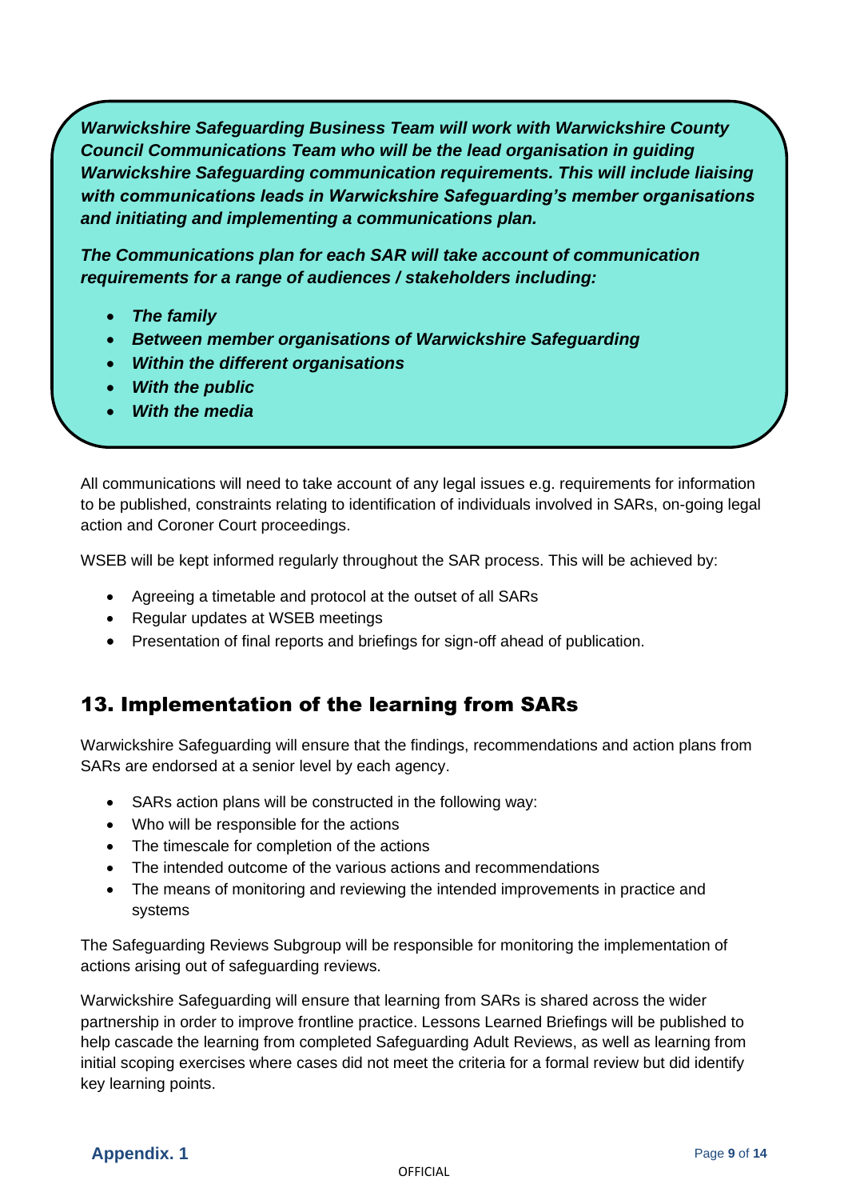***Warwickshire Safeguarding Business Team will work with Warwickshire County Council Communications Team who will be the lead organisation in guiding Warwickshire Safeguarding communication requirements. This will include liaising with communications leads in Warwickshire Safeguarding's member organisations and initiating and implementing a communications plan.***

***The Communications plan for each SAR will take account of communication requirements for a range of audiences / stakeholders including:***

- ***The family***
- ***Between member organisations of Warwickshire Safeguarding***
- ***Within the different organisations***
- ***With the public***
- ***With the media***

All communications will need to take account of any legal issues e.g. requirements for information to be published, constraints relating to identification of individuals involved in SARs, on-going legal action and Coroner Court proceedings.

WSEB will be kept informed regularly throughout the SAR process. This will be achieved by:

- Agreeing a timetable and protocol at the outset of all SARs
- Regular updates at WSEB meetings
- Presentation of final reports and briefings for sign-off ahead of publication.

## 13. Implementation of the learning from SARs

Warwickshire Safeguarding will ensure that the findings, recommendations and action plans from SARs are endorsed at a senior level by each agency.

- SARs action plans will be constructed in the following way:
- Who will be responsible for the actions
- The timescale for completion of the actions
- The intended outcome of the various actions and recommendations
- The means of monitoring and reviewing the intended improvements in practice and systems

The Safeguarding Reviews Subgroup will be responsible for monitoring the implementation of actions arising out of safeguarding reviews.

Warwickshire Safeguarding will ensure that learning from SARs is shared across the wider partnership in order to improve frontline practice. Lessons Learned Briefings will be published to help cascade the learning from completed Safeguarding Adult Reviews, as well as learning from initial scoping exercises where cases did not meet the criteria for a formal review but did identify key learning points.

**Appendix. 1**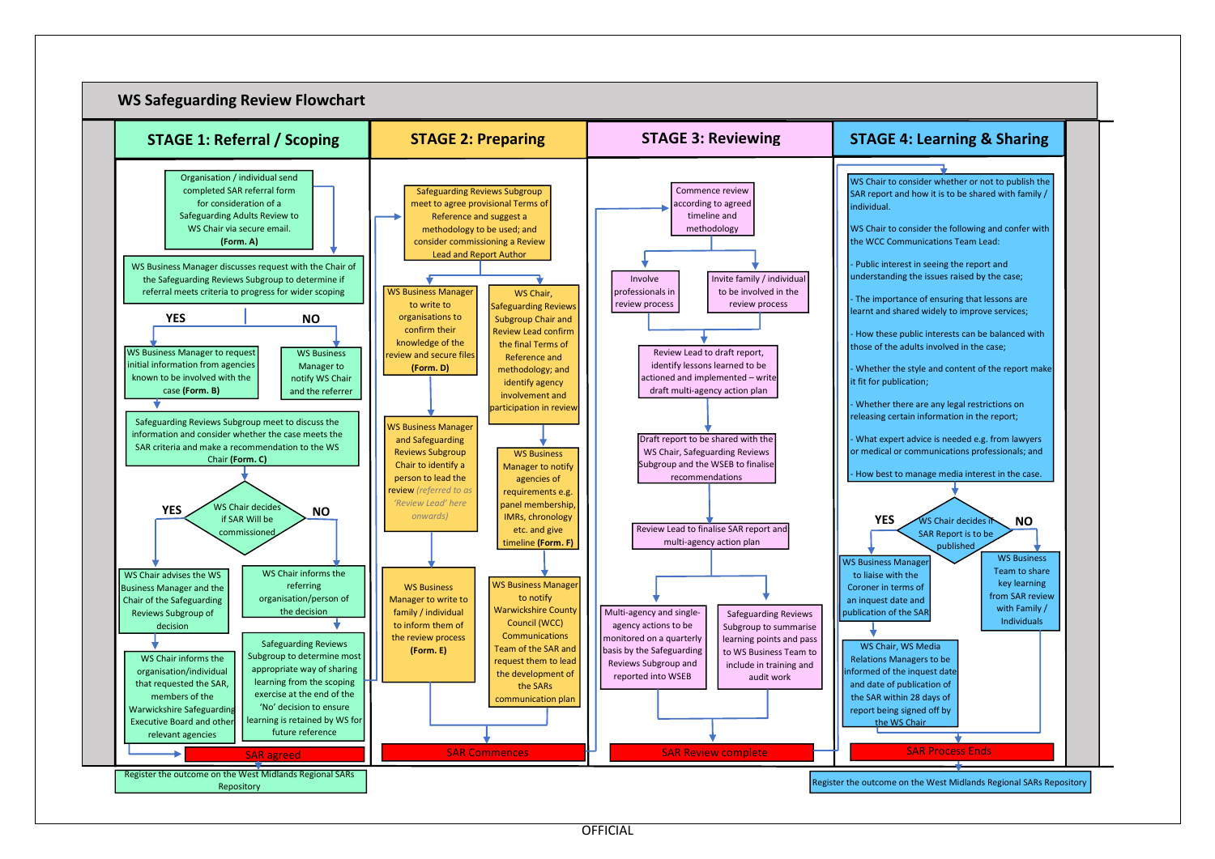# WS Safeguarding Review Flowchart

## STAGE 1: Referral / Scoping

Organisation / individual send completed SAR referral form for consideration of a Safeguarding Adults Review to WS Chair via secure email. **(Form. A)**

WS Business Manager discusses request with the Chair of the Safeguarding Reviews Subgroup to determine if referral meets criteria to progress for wider scoping

**YES**: WS Business Manager to request initial information from agencies known to be involved with the case **(Form. B)**

**NO**: WS Business Manager to notify WS Chair and the referrer

Safeguarding Reviews Subgroup meet to discuss the information and consider whether the case meets the SAR criteria and make a recommendation to the WS Chair **(Form. C)**

WS Chair decides if SAR Will be commissioned

**YES**: WS Chair advises the WS Business Manager and the Chair of the Safeguarding Reviews Subgroup of decision

WS Chair informs the organisation/individual that requested the SAR, members of the Warwickshire Safeguarding Executive Board and other relevant agencies

SAR agreed

**NO**: WS Chair informs the referring organisation/person of the decision

Safeguarding Reviews Subgroup to determine most appropriate way of sharing learning from the scoping exercise at the end of the 'No' decision to ensure learning is retained by WS for future reference

Register the outcome on the West Midlands Regional SARs Repository

## STAGE 2: Preparing

Safeguarding Reviews Subgroup meet to agree provisional Terms of Reference and suggest a methodology to be used; and consider commissioning a Review Lead and Report Author

WS Business Manager to write to organisations to confirm their knowledge of the review and secure files **(Form. D)**

WS Business Manager and Safeguarding Reviews Subgroup Chair to identify a person to lead the review *(referred to as 'Review Lead' here onwards)*

WS Business Manager to write to family / individual to inform them of the review process **(Form. E)**

WS Chair, Safeguarding Reviews Subgroup Chair and Review Lead confirm the final Terms of Reference and methodology; and identify agency involvement and participation in review

WS Business Manager to notify agencies of requirements e.g. panel membership, IMRs, chronology etc. and give timeline **(Form. F)**

WS Business Manager to notify Warwickshire County Council (WCC) Communications Team of the SAR and request them to lead the development of the SARs communication plan

SAR Commences

## STAGE 3: Reviewing

Commence review according to agreed timeline and methodology

Involve professionals in review process

Invite family / individual to be involved in the review process

Review Lead to draft report, identify lessons learned to be actioned and implemented – write draft multi-agency action plan

Draft report to be shared with the WS Chair, Safeguarding Reviews Subgroup and the WSEB to finalise recommendations

Review Lead to finalise SAR report and multi-agency action plan

Multi-agency and single-agency actions to be monitored on a quarterly basis by the Safeguarding Reviews Subgroup and reported into WSEB

Safeguarding Reviews Subgroup to summarise learning points and pass to WS Business Team to include in training and audit work

SAR Review complete

## STAGE 4: Learning & Sharing

WS Chair to consider whether or not to publish the SAR report and how it is to be shared with family / individual.

WS Chair to consider the following and confer with the WCC Communications Team Lead:

- Public interest in seeing the report and understanding the issues raised by the case;
- The importance of ensuring that lessons are learnt and shared widely to improve services;
- How these public interests can be balanced with those of the adults involved in the case;
- Whether the style and content of the report make it fit for publication;
- Whether there are any legal restrictions on releasing certain information in the report;
- What expert advice is needed e.g. from lawyers or medical or communications professionals; and
- How best to manage media interest in the case.

WS Chair decides if SAR Report is to be published

**YES**: WS Business Manager to liaise with the Coroner in terms of an inquest date and publication of the SAR

WS Chair, WS Media Relations Managers to be informed of the inquest date and date of publication of the SAR within 28 days of report being signed off by the WS Chair

**NO**: WS Business Team to share key learning from SAR review with Family / Individuals

SAR Process Ends

Register the outcome on the West Midlands Regional SARs Repository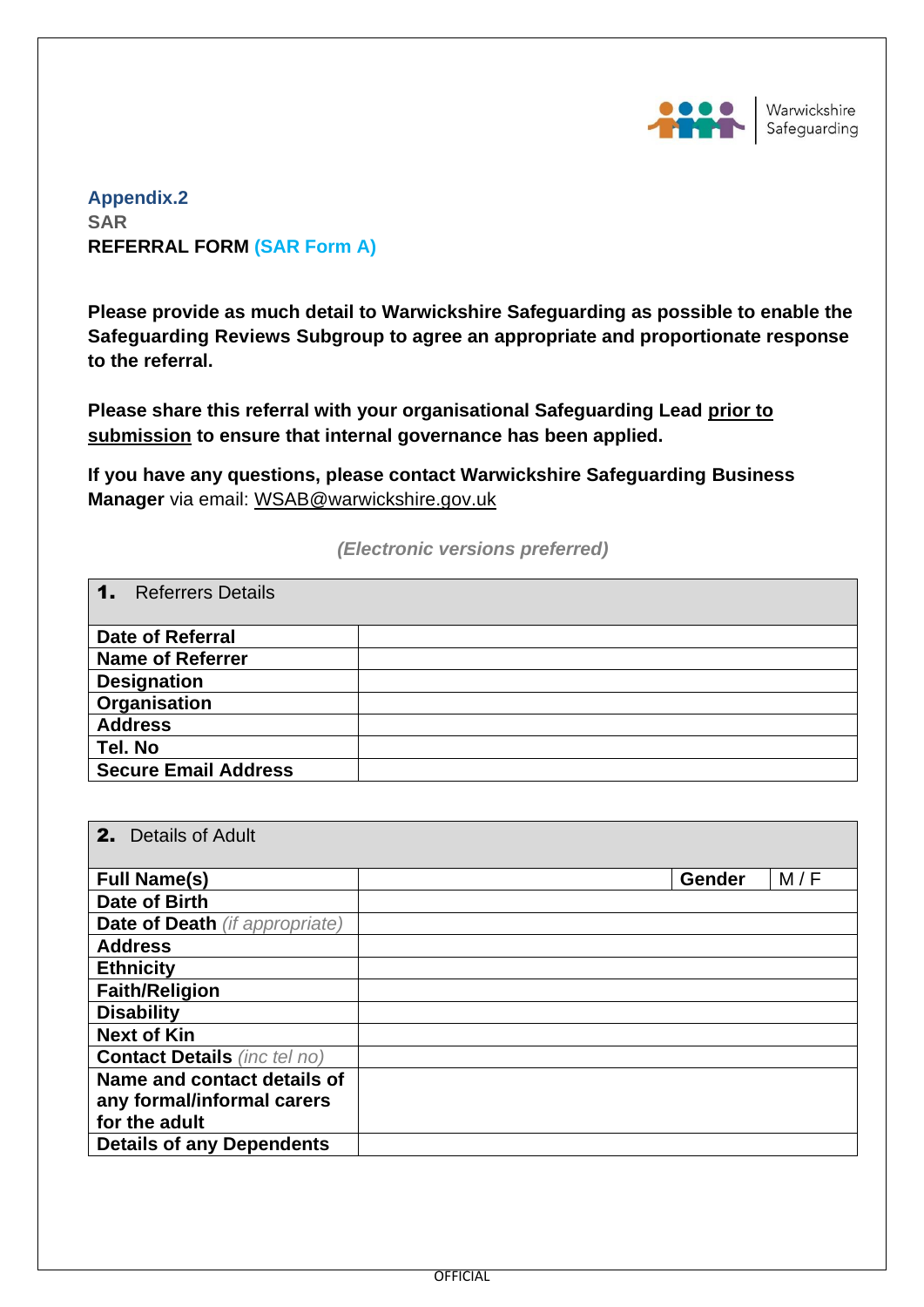Warwickshire Safeguarding

**Appendix.2**
**SAR**
**REFERRAL FORM (SAR Form A)**

**Please provide as much detail to Warwickshire Safeguarding as possible to enable the Safeguarding Reviews Subgroup to agree an appropriate and proportionate response to the referral.**

**Please share this referral with your organisational Safeguarding Lead <u>prior to submission</u> to ensure that internal governance has been applied.**

**If you have any questions, please contact Warwickshire Safeguarding Business Manager** via email: WSAB@warwickshire.gov.uk

***(Electronic versions preferred)***

| **1.** Referrers Details | |
|---|---|
| **Date of Referral** | |
| **Name of Referrer** | |
| **Designation** | |
| **Organisation** | |
| **Address** | |
| **Tel. No** | |
| **Secure Email Address** | |

| **2.** Details of Adult | | | |
|---|---|---|---|
| **Full Name(s)** | | **Gender** | M / F |
| **Date of Birth** | | | |
| **Date of Death** *(if appropriate)* | | | |
| **Address** | | | |
| **Ethnicity** | | | |
| **Faith/Religion** | | | |
| **Disability** | | | |
| **Next of Kin** | | | |
| **Contact Details** *(inc tel no)* | | | |
| **Name and contact details of any formal/informal carers for the adult** | | | |
| **Details of any Dependents** | | | |

OFFICIAL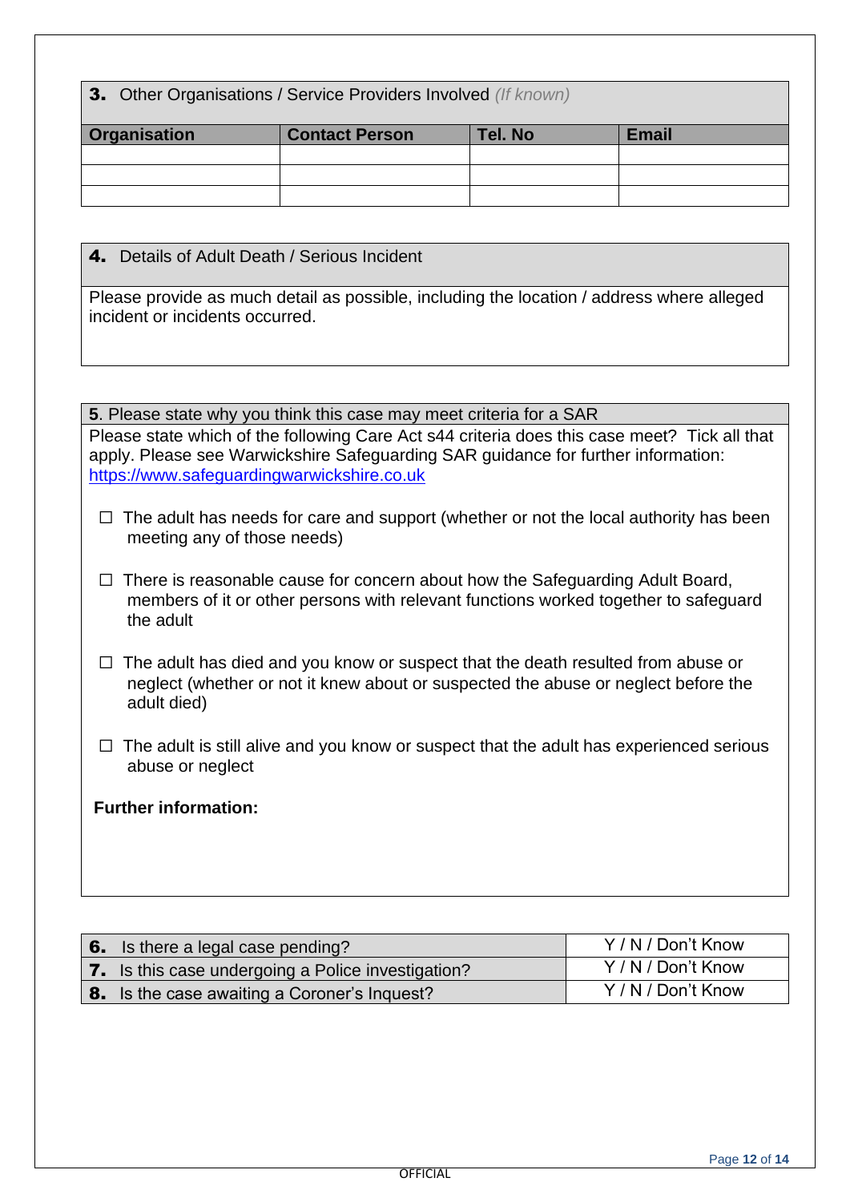**3.** Other Organisations / Service Providers Involved *(If known)*

| Organisation | Contact Person | Tel. No | Email |
| --- | --- | --- | --- |
| | | | |
| | | | |
| | | | |

**4.** Details of Adult Death / Serious Incident

Please provide as much detail as possible, including the location / address where alleged incident or incidents occurred.

**5**. Please state why you think this case may meet criteria for a SAR

Please state which of the following Care Act s44 criteria does this case meet? Tick all that apply. Please see Warwickshire Safeguarding SAR guidance for further information: https://www.safeguardingwarwickshire.co.uk

☐ The adult has needs for care and support (whether or not the local authority has been meeting any of those needs)

☐ There is reasonable cause for concern about how the Safeguarding Adult Board, members of it or other persons with relevant functions worked together to safeguard the adult

☐ The adult has died and you know or suspect that the death resulted from abuse or neglect (whether or not it knew about or suspected the abuse or neglect before the adult died)

☐ The adult is still alive and you know or suspect that the adult has experienced serious abuse or neglect

**Further information:**

| | |
| --- | --- |
| **6.** Is there a legal case pending? | Y / N / Don't Know |
| **7.** Is this case undergoing a Police investigation? | Y / N / Don't Know |
| **8.** Is the case awaiting a Coroner's Inquest? | Y / N / Don't Know |

OFFICIAL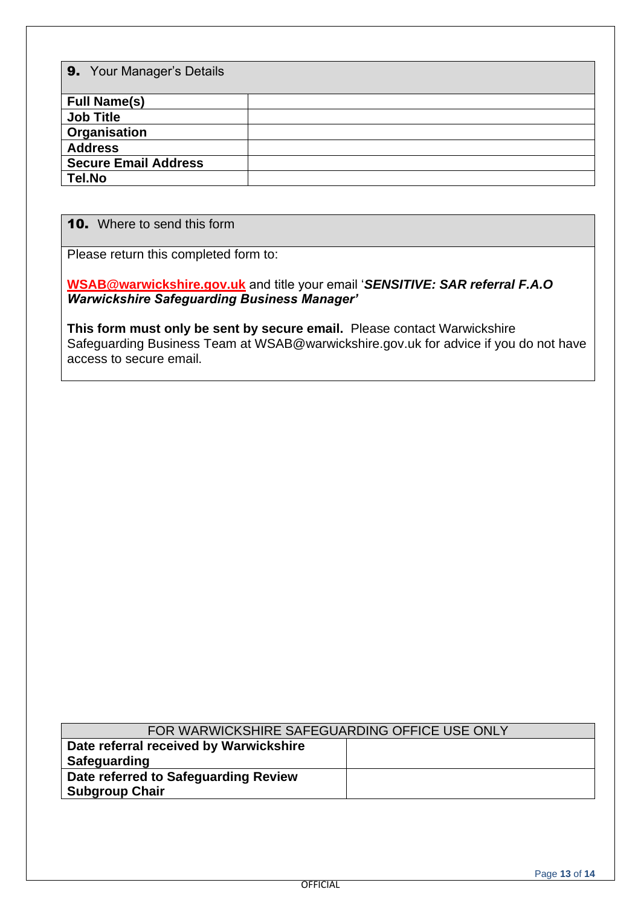| **9.** Your Manager's Details | |
|---|---|
| **Full Name(s)** | |
| **Job Title** | |
| **Organisation** | |
| **Address** | |
| **Secure Email Address** | |
| **Tel.No** | |

**10.** Where to send this form

Please return this completed form to:

WSAB@warwickshire.gov.uk and title your email '***SENSITIVE: SAR referral F.A.O Warwickshire Safeguarding Business Manager'***

**This form must only be sent by secure email.** Please contact Warwickshire Safeguarding Business Team at WSAB@warwickshire.gov.uk for advice if you do not have access to secure email.

| FOR WARWICKSHIRE SAFEGUARDING OFFICE USE ONLY | |
|---|---|
| **Date referral received by Warwickshire Safeguarding** | |
| **Date referred to Safeguarding Review Subgroup Chair** | |

OFFICIAL